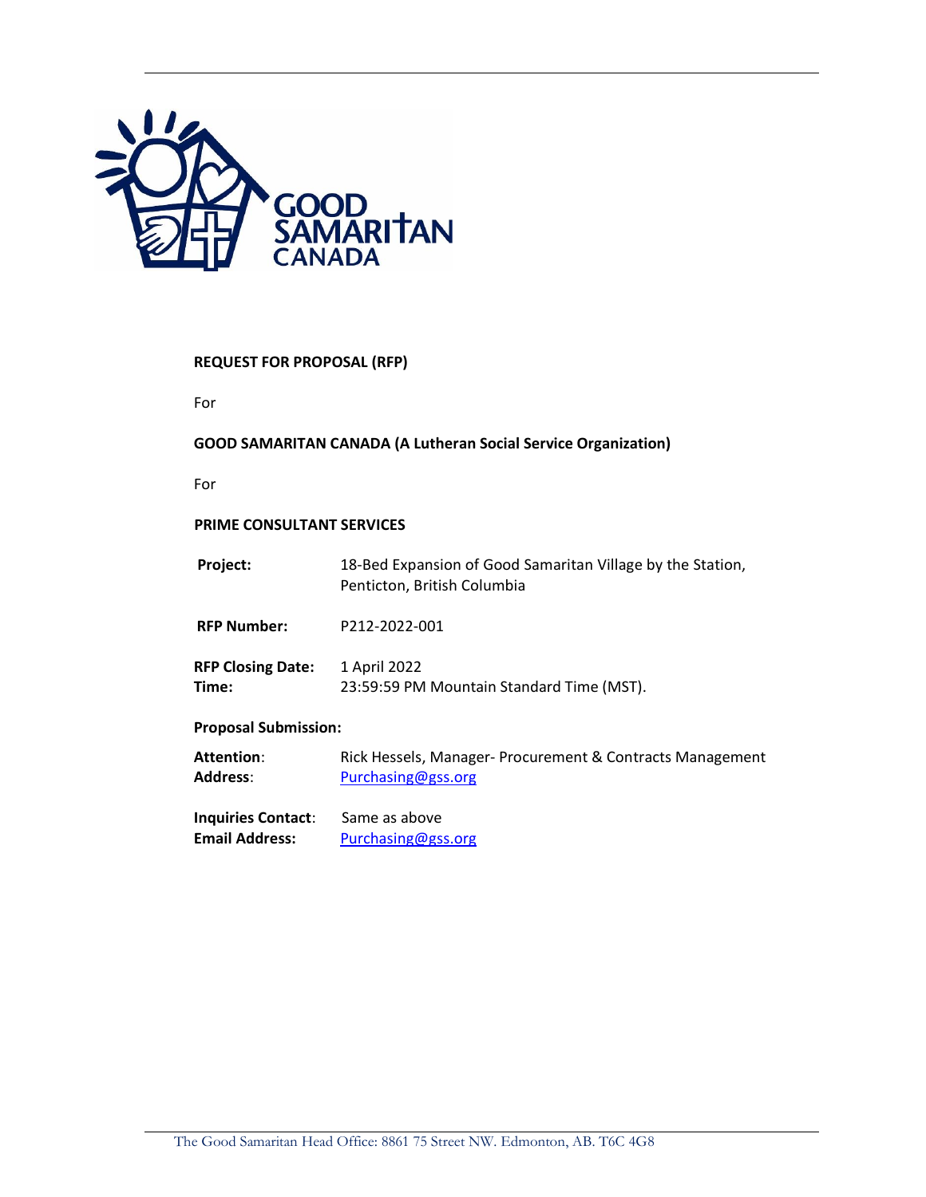**REQUEST FOR PROPOSAL (RFP)**

For

**GOOD SAMARITAN CANADA (A Lutheran Social Service Organization)**

For

**PRIME CONSULTANT SERVICES**

| | |
|---|---|
| **Project:** | 18-Bed Expansion of Good Samaritan Village by the Station, Penticton, British Columbia |
| **RFP Number:** | P212-2022-001 |
| **RFP Closing Date:** | 1 April 2022 |
| **Time:** | 23:59:59 PM Mountain Standard Time (MST). |

**Proposal Submission:**

| | |
|---|---|
| **Attention**: | Rick Hessels, Manager- Procurement & Contracts Management |
| **Address**: | Purchasing@gss.org |
| **Inquiries Contact**: | Same as above |
| **Email Address:** | Purchasing@gss.org |

The Good Samaritan Head Office: 8861 75 Street NW. Edmonton, AB. T6C 4G8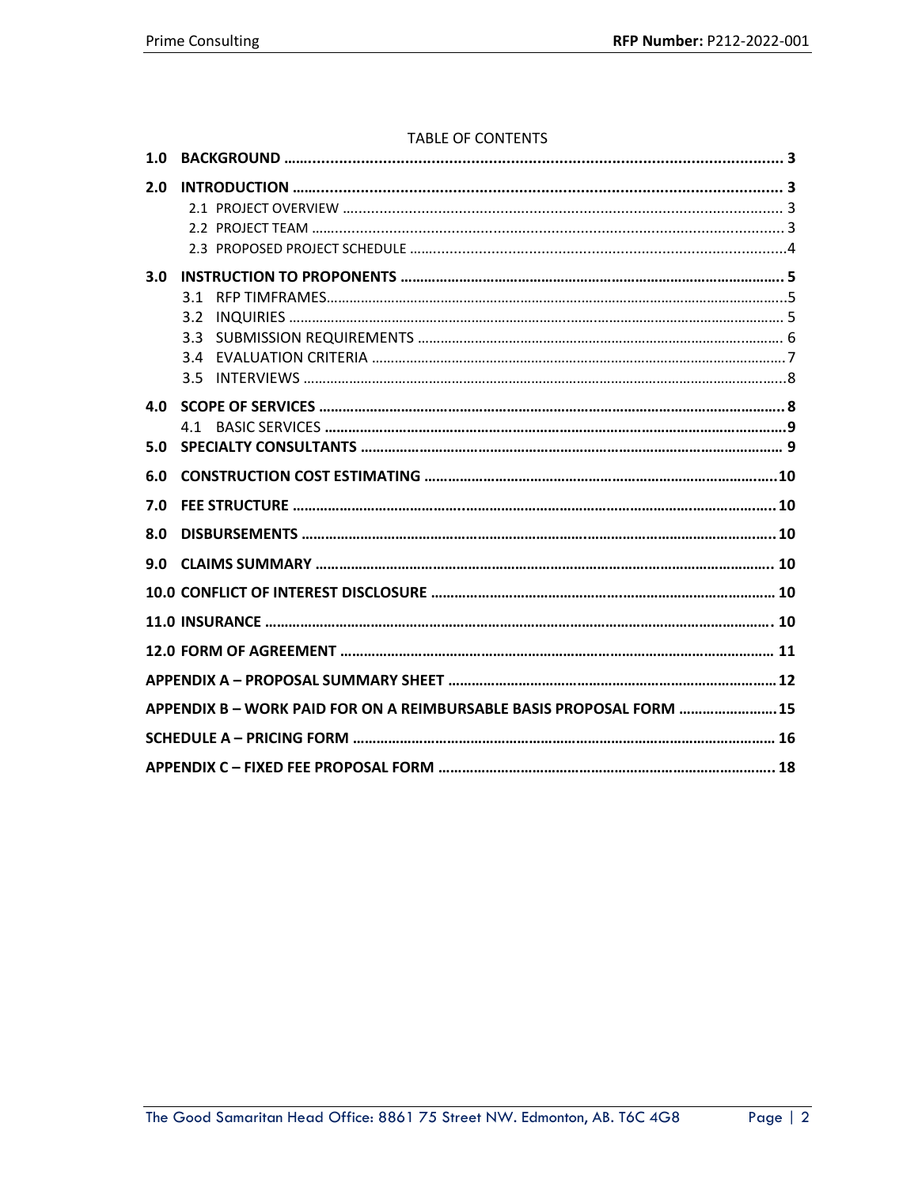TABLE OF CONTENTS

**1.0 BACKGROUND** ........ 3

**2.0 INTRODUCTION** ........ 3

- 2.1 PROJECT OVERVIEW ........ 3
- 2.2 PROJECT TEAM ........ 3
- 2.3 PROPOSED PROJECT SCHEDULE ........ 4

**3.0 INSTRUCTION TO PROPONENTS** ........ 5

- 3.1 RFP TIMFRAMES ........ 5
- 3.2 INQUIRIES ........ 5
- 3.3 SUBMISSION REQUIREMENTS ........ 6
- 3.4 EVALUATION CRITERIA ........ 7
- 3.5 INTERVIEWS ........ 8

**4.0 SCOPE OF SERVICES** ........ 8

- 4.1 BASIC SERVICES ........ 9

**5.0 SPECIALTY CONSULTANTS** ........ 9

**6.0 CONSTRUCTION COST ESTIMATING** ........ 10

**7.0 FEE STRUCTURE** ........ 10

**8.0 DISBURSEMENTS** ........ 10

**9.0 CLAIMS SUMMARY** ........ 10

**10.0 CONFLICT OF INTEREST DISCLOSURE** ........ 10

**11.0 INSURANCE** ........ 10

**12.0 FORM OF AGREEMENT** ........ 11

**APPENDIX A – PROPOSAL SUMMARY SHEET** ........ 12

**APPENDIX B – WORK PAID FOR ON A REIMBURSABLE BASIS PROPOSAL FORM** ........ 15

**SCHEDULE A – PRICING FORM** ........ 16

**APPENDIX C – FIXED FEE PROPOSAL FORM** ........ 18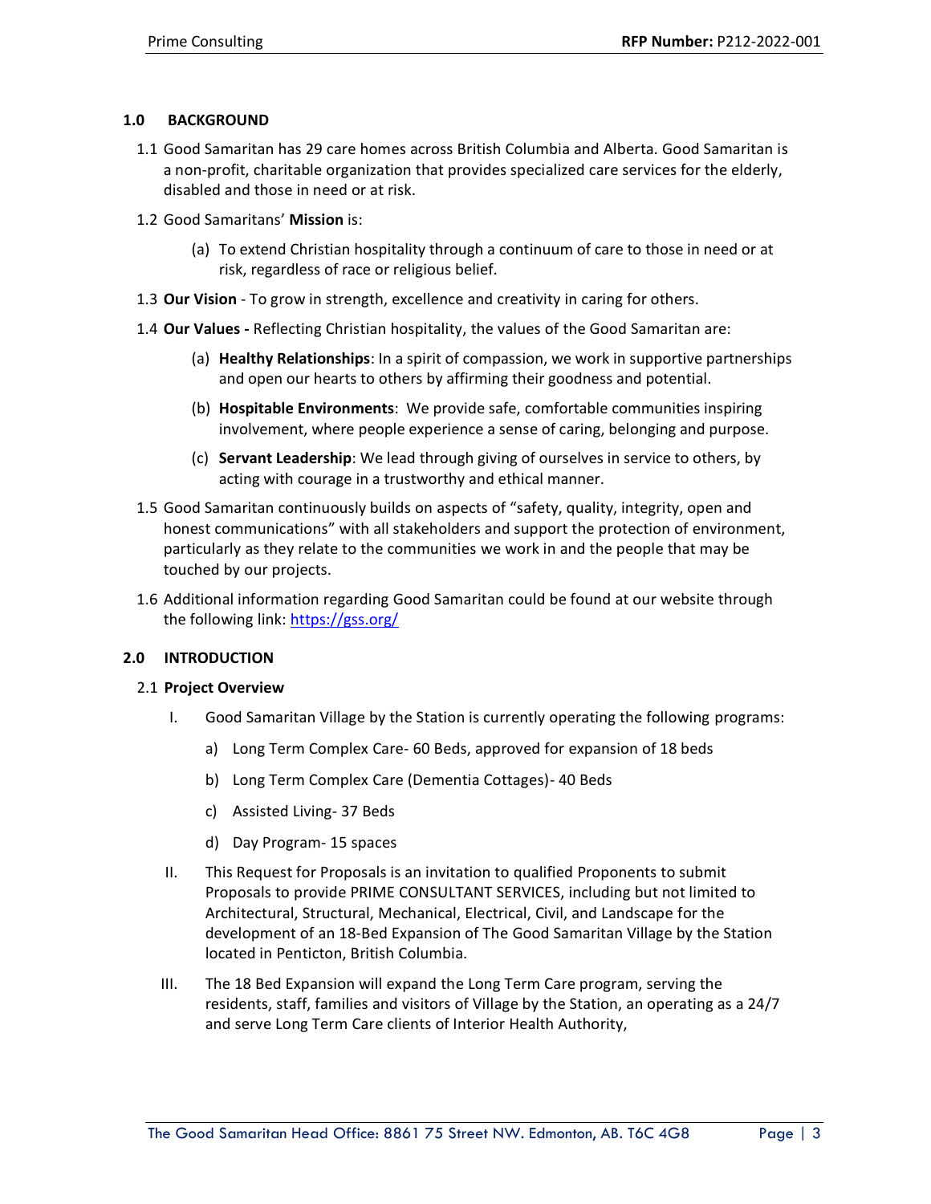## 1.0 BACKGROUND

1.1 Good Samaritan has 29 care homes across British Columbia and Alberta. Good Samaritan is a non-profit, charitable organization that provides specialized care services for the elderly, disabled and those in need or at risk.

1.2 Good Samaritans' **Mission** is:

(a) To extend Christian hospitality through a continuum of care to those in need or at risk, regardless of race or religious belief.

1.3 **Our Vision** - To grow in strength, excellence and creativity in caring for others.

1.4 **Our Values -** Reflecting Christian hospitality, the values of the Good Samaritan are:

(a) **Healthy Relationships**: In a spirit of compassion, we work in supportive partnerships and open our hearts to others by affirming their goodness and potential.

(b) **Hospitable Environments**: We provide safe, comfortable communities inspiring involvement, where people experience a sense of caring, belonging and purpose.

(c) **Servant Leadership**: We lead through giving of ourselves in service to others, by acting with courage in a trustworthy and ethical manner.

1.5 Good Samaritan continuously builds on aspects of "safety, quality, integrity, open and honest communications" with all stakeholders and support the protection of environment, particularly as they relate to the communities we work in and the people that may be touched by our projects.

1.6 Additional information regarding Good Samaritan could be found at our website through the following link: https://gss.org/

## 2.0 INTRODUCTION

2.1 **Project Overview**

I. Good Samaritan Village by the Station is currently operating the following programs:

   a) Long Term Complex Care- 60 Beds, approved for expansion of 18 beds

   b) Long Term Complex Care (Dementia Cottages)- 40 Beds

   c) Assisted Living- 37 Beds

   d) Day Program- 15 spaces

II. This Request for Proposals is an invitation to qualified Proponents to submit Proposals to provide PRIME CONSULTANT SERVICES, including but not limited to Architectural, Structural, Mechanical, Electrical, Civil, and Landscape for the development of an 18-Bed Expansion of The Good Samaritan Village by the Station located in Penticton, British Columbia.

III. The 18 Bed Expansion will expand the Long Term Care program, serving the residents, staff, families and visitors of Village by the Station, an operating as a 24/7 and serve Long Term Care clients of Interior Health Authority,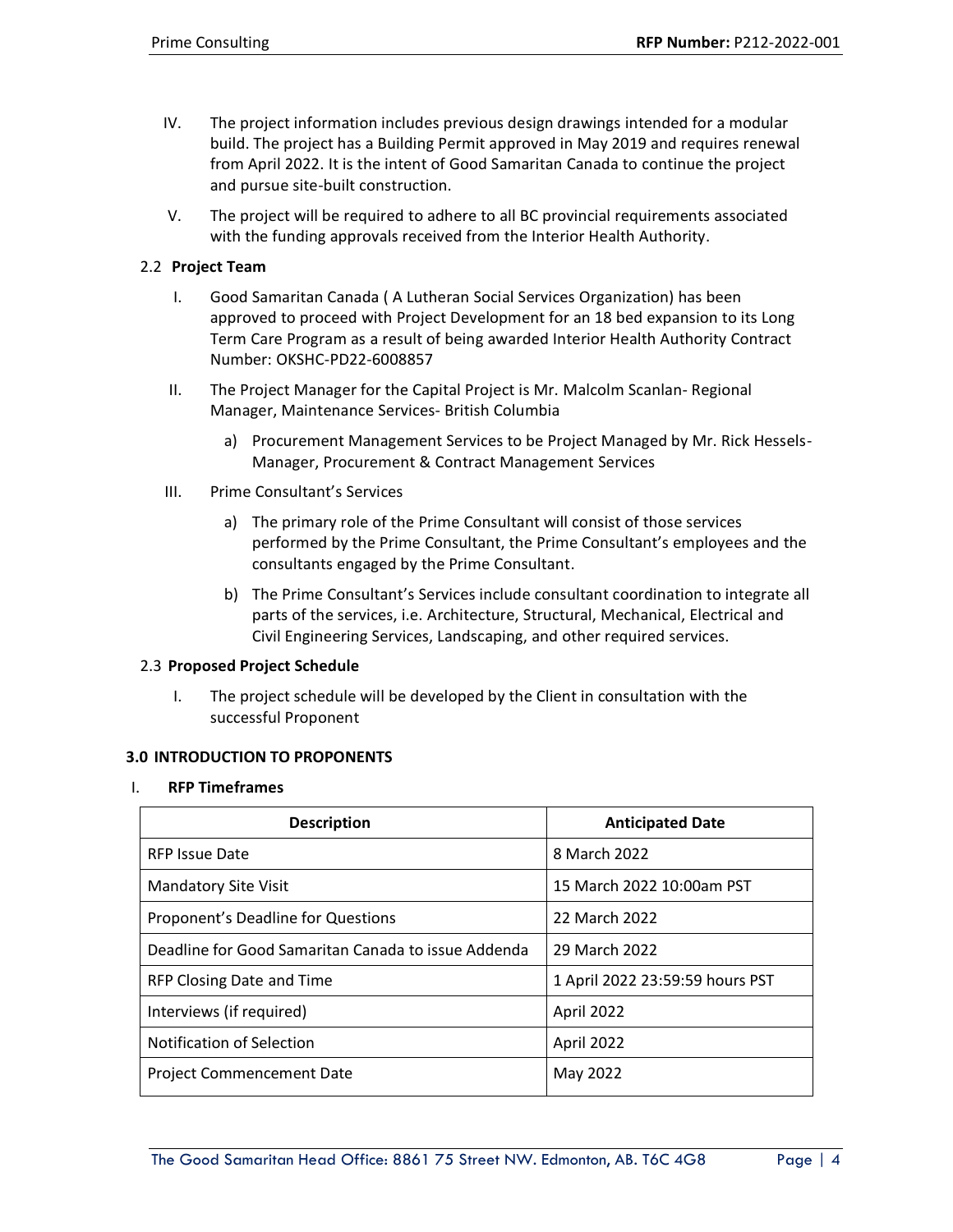IV. The project information includes previous design drawings intended for a modular build. The project has a Building Permit approved in May 2019 and requires renewal from April 2022. It is the intent of Good Samaritan Canada to continue the project and pursue site-built construction.

V. The project will be required to adhere to all BC provincial requirements associated with the funding approvals received from the Interior Health Authority.

### 2.2 Project Team

I. Good Samaritan Canada ( A Lutheran Social Services Organization) has been approved to proceed with Project Development for an 18 bed expansion to its Long Term Care Program as a result of being awarded Interior Health Authority Contract Number: OKSHC-PD22-6008857

II. The Project Manager for the Capital Project is Mr. Malcolm Scanlan- Regional Manager, Maintenance Services- British Columbia

   a) Procurement Management Services to be Project Managed by Mr. Rick Hessels- Manager, Procurement & Contract Management Services

III. Prime Consultant's Services

   a) The primary role of the Prime Consultant will consist of those services performed by the Prime Consultant, the Prime Consultant's employees and the consultants engaged by the Prime Consultant.

   b) The Prime Consultant's Services include consultant coordination to integrate all parts of the services, i.e. Architecture, Structural, Mechanical, Electrical and Civil Engineering Services, Landscaping, and other required services.

### 2.3 Proposed Project Schedule

I. The project schedule will be developed by the Client in consultation with the successful Proponent

## 3.0 INTRODUCTION TO PROPONENTS

I. **RFP Timeframes**

| Description | Anticipated Date |
|---|---|
| RFP Issue Date | 8 March 2022 |
| Mandatory Site Visit | 15 March 2022 10:00am PST |
| Proponent's Deadline for Questions | 22 March 2022 |
| Deadline for Good Samaritan Canada to issue Addenda | 29 March 2022 |
| RFP Closing Date and Time | 1 April 2022 23:59:59 hours PST |
| Interviews (if required) | April 2022 |
| Notification of Selection | April 2022 |
| Project Commencement Date | May 2022 |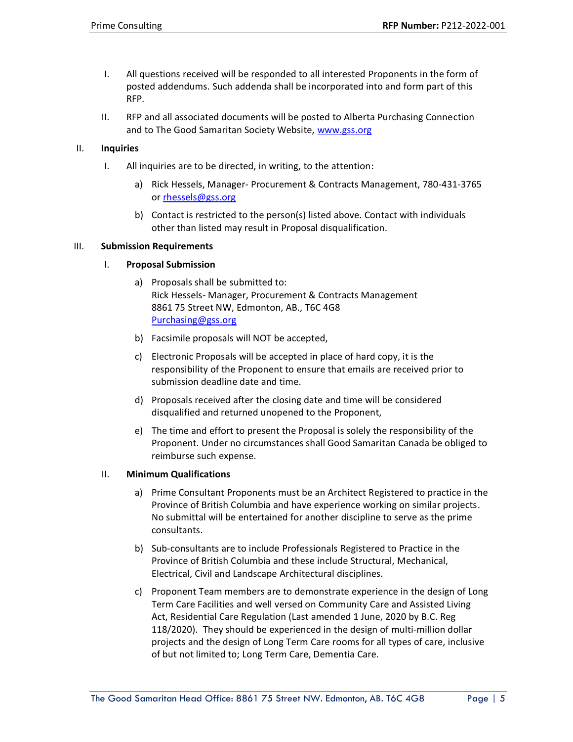I. All questions received will be responded to all interested Proponents in the form of posted addendums. Such addenda shall be incorporated into and form part of this RFP.

II. RFP and all associated documents will be posted to Alberta Purchasing Connection and to The Good Samaritan Society Website, [www.gss.org](http://www.gss.org)

II. **Inquiries**

I. All inquiries are to be directed, in writing, to the attention:

a) Rick Hessels, Manager- Procurement & Contracts Management, 780-431-3765 or [rhessels@gss.org](mailto:rhessels@gss.org)

b) Contact is restricted to the person(s) listed above. Contact with individuals other than listed may result in Proposal disqualification.

III. **Submission Requirements**

I. **Proposal Submission**

a) Proposals shall be submitted to:
Rick Hessels- Manager, Procurement & Contracts Management
8861 75 Street NW, Edmonton, AB., T6C 4G8
[Purchasing@gss.org](mailto:Purchasing@gss.org)

b) Facsimile proposals will NOT be accepted,

c) Electronic Proposals will be accepted in place of hard copy, it is the responsibility of the Proponent to ensure that emails are received prior to submission deadline date and time.

d) Proposals received after the closing date and time will be considered disqualified and returned unopened to the Proponent,

e) The time and effort to present the Proposal is solely the responsibility of the Proponent. Under no circumstances shall Good Samaritan Canada be obliged to reimburse such expense.

II. **Minimum Qualifications**

a) Prime Consultant Proponents must be an Architect Registered to practice in the Province of British Columbia and have experience working on similar projects. No submittal will be entertained for another discipline to serve as the prime consultants.

b) Sub-consultants are to include Professionals Registered to Practice in the Province of British Columbia and these include Structural, Mechanical, Electrical, Civil and Landscape Architectural disciplines.

c) Proponent Team members are to demonstrate experience in the design of Long Term Care Facilities and well versed on Community Care and Assisted Living Act, Residential Care Regulation (Last amended 1 June, 2020 by B.C. Reg 118/2020). They should be experienced in the design of multi-million dollar projects and the design of Long Term Care rooms for all types of care, inclusive of but not limited to; Long Term Care, Dementia Care.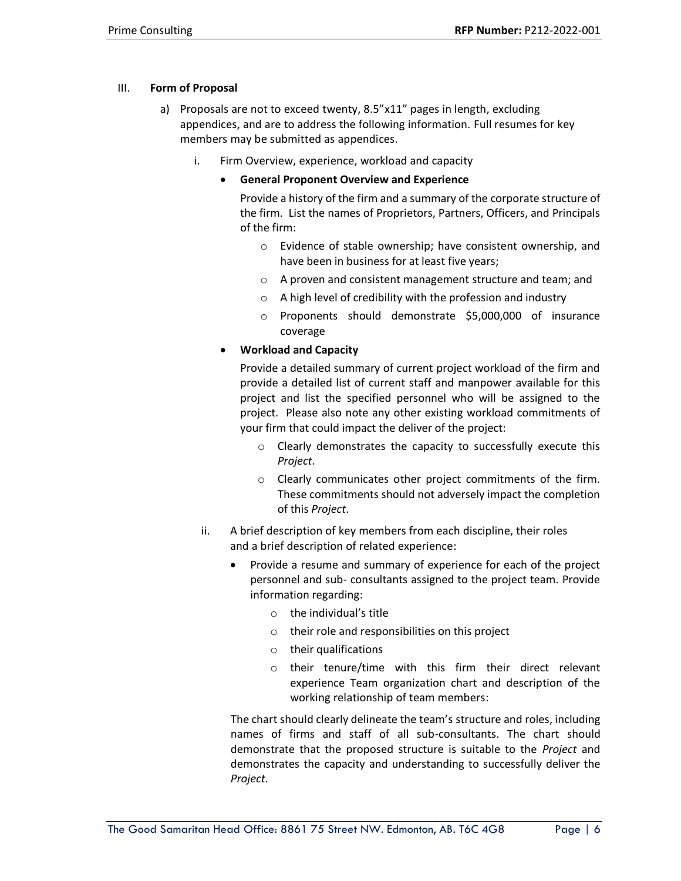III. **Form of Proposal**

a) Proposals are not to exceed twenty, 8.5"x11" pages in length, excluding appendices, and are to address the following information. Full resumes for key members may be submitted as appendices.

   i. Firm Overview, experience, workload and capacity

   - **General Proponent Overview and Experience**

     Provide a history of the firm and a summary of the corporate structure of the firm. List the names of Proprietors, Partners, Officers, and Principals of the firm:

     - Evidence of stable ownership; have consistent ownership, and have been in business for at least five years;
     - A proven and consistent management structure and team; and
     - A high level of credibility with the profession and industry
     - Proponents should demonstrate $5,000,000 of insurance coverage

   - **Workload and Capacity**

     Provide a detailed summary of current project workload of the firm and provide a detailed list of current staff and manpower available for this project and list the specified personnel who will be assigned to the project. Please also note any other existing workload commitments of your firm that could impact the deliver of the project:

     - Clearly demonstrates the capacity to successfully execute this *Project*.
     - Clearly communicates other project commitments of the firm. These commitments should not adversely impact the completion of this *Project*.

   ii. A brief description of key members from each discipline, their roles and a brief description of related experience:

   - Provide a resume and summary of experience for each of the project personnel and sub- consultants assigned to the project team. Provide information regarding:
     - the individual's title
     - their role and responsibilities on this project
     - their qualifications
     - their tenure/time with this firm their direct relevant experience Team organization chart and description of the working relationship of team members:

   The chart should clearly delineate the team's structure and roles, including names of firms and staff of all sub-consultants. The chart should demonstrate that the proposed structure is suitable to the *Project* and demonstrates the capacity and understanding to successfully deliver the *Project*.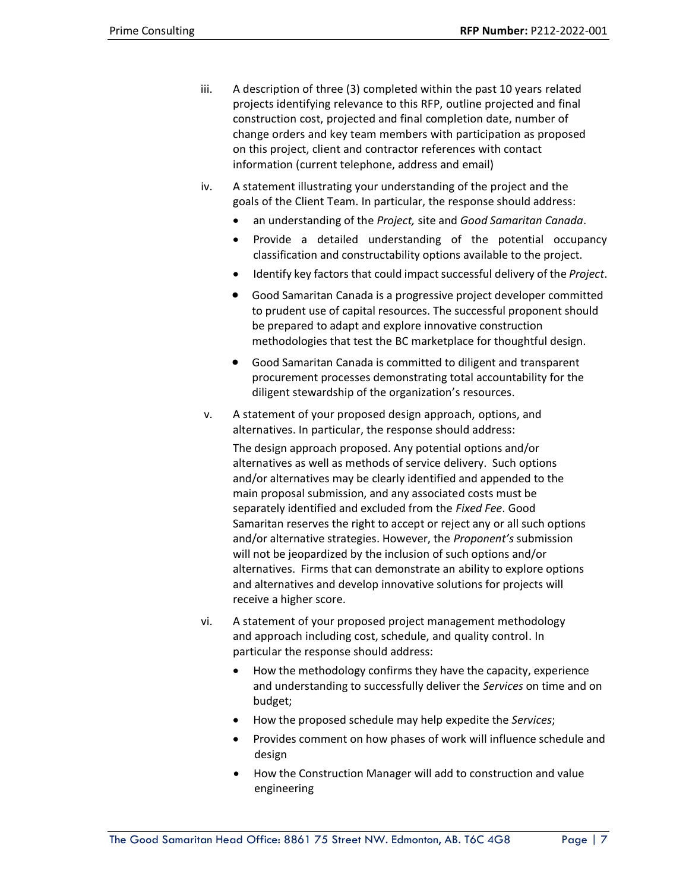iii. A description of three (3) completed within the past 10 years related projects identifying relevance to this RFP, outline projected and final construction cost, projected and final completion date, number of change orders and key team members with participation as proposed on this project, client and contractor references with contact information (current telephone, address and email)

iv. A statement illustrating your understanding of the project and the goals of the Client Team. In particular, the response should address:

- an understanding of the *Project,* site and *Good Samaritan Canada*.
- Provide a detailed understanding of the potential occupancy classification and constructability options available to the project.
- Identify key factors that could impact successful delivery of the *Project*.
- Good Samaritan Canada is a progressive project developer committed to prudent use of capital resources. The successful proponent should be prepared to adapt and explore innovative construction methodologies that test the BC marketplace for thoughtful design.
- Good Samaritan Canada is committed to diligent and transparent procurement processes demonstrating total accountability for the diligent stewardship of the organization's resources.

v. A statement of your proposed design approach, options, and alternatives. In particular, the response should address:

The design approach proposed. Any potential options and/or alternatives as well as methods of service delivery. Such options and/or alternatives may be clearly identified and appended to the main proposal submission, and any associated costs must be separately identified and excluded from the *Fixed Fee*. Good Samaritan reserves the right to accept or reject any or all such options and/or alternative strategies. However, the *Proponent's* submission will not be jeopardized by the inclusion of such options and/or alternatives. Firms that can demonstrate an ability to explore options and alternatives and develop innovative solutions for projects will receive a higher score.

vi. A statement of your proposed project management methodology and approach including cost, schedule, and quality control. In particular the response should address:

- How the methodology confirms they have the capacity, experience and understanding to successfully deliver the *Services* on time and on budget;
- How the proposed schedule may help expedite the *Services*;
- Provides comment on how phases of work will influence schedule and design
- How the Construction Manager will add to construction and value engineering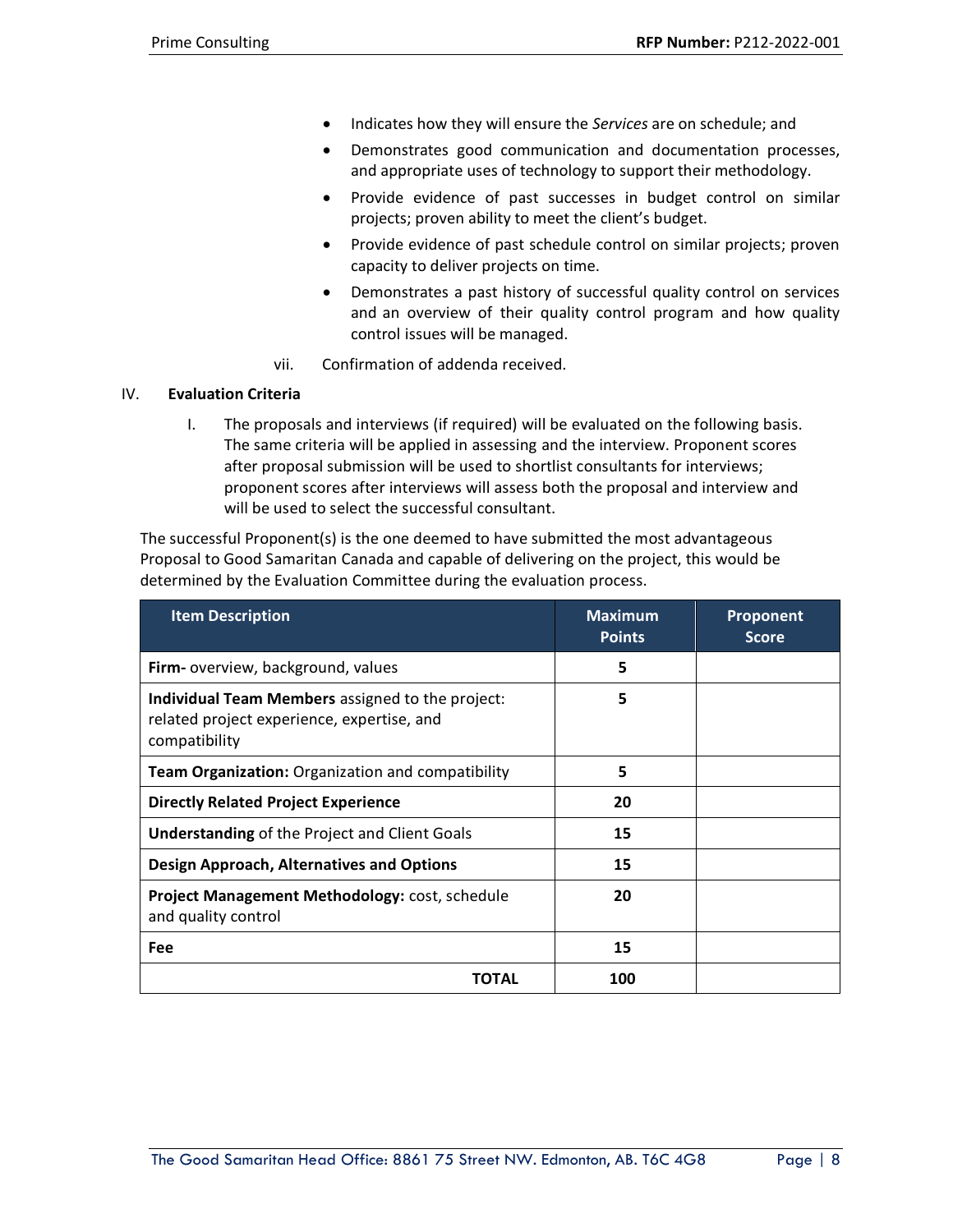- Indicates how they will ensure the *Services* are on schedule; and
- Demonstrates good communication and documentation processes, and appropriate uses of technology to support their methodology.
- Provide evidence of past successes in budget control on similar projects; proven ability to meet the client's budget.
- Provide evidence of past schedule control on similar projects; proven capacity to deliver projects on time.
- Demonstrates a past history of successful quality control on services and an overview of their quality control program and how quality control issues will be managed.

vii. Confirmation of addenda received.

## IV. Evaluation Criteria

I. The proposals and interviews (if required) will be evaluated on the following basis. The same criteria will be applied in assessing and the interview. Proponent scores after proposal submission will be used to shortlist consultants for interviews; proponent scores after interviews will assess both the proposal and interview and will be used to select the successful consultant.

The successful Proponent(s) is the one deemed to have submitted the most advantageous Proposal to Good Samaritan Canada and capable of delivering on the project, this would be determined by the Evaluation Committee during the evaluation process.

| Item Description | Maximum Points | Proponent Score |
|---|---|---|
| **Firm-** overview, background, values | 5 | |
| **Individual Team Members** assigned to the project: related project experience, expertise, and compatibility | 5 | |
| **Team Organization:** Organization and compatibility | 5 | |
| **Directly Related Project Experience** | 20 | |
| **Understanding** of the Project and Client Goals | 15 | |
| **Design Approach, Alternatives and Options** | 15 | |
| **Project Management Methodology:** cost, schedule and quality control | 20 | |
| **Fee** | 15 | |
| **TOTAL** | 100 | |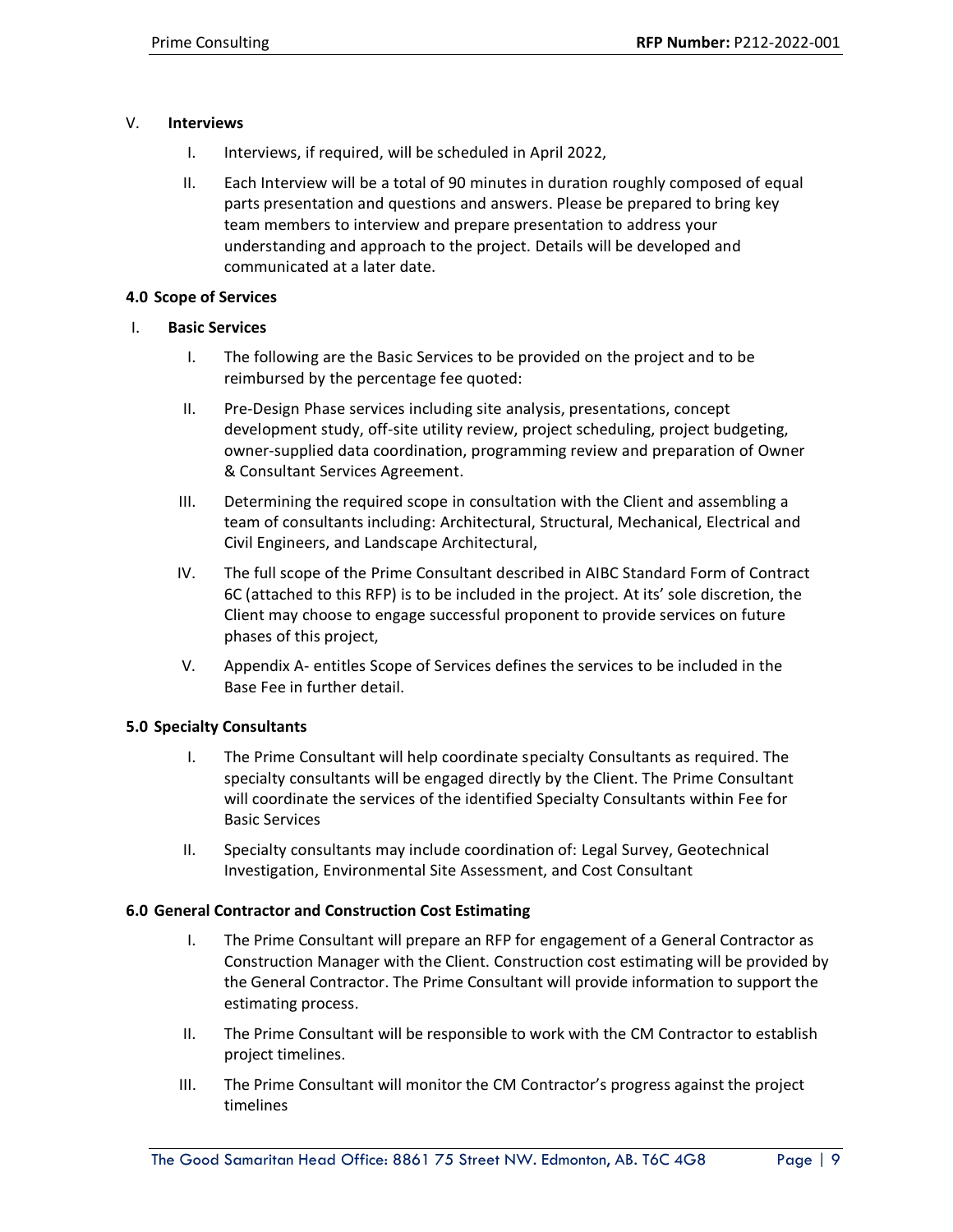V. **Interviews**

I. Interviews, if required, will be scheduled in April 2022,

II. Each Interview will be a total of 90 minutes in duration roughly composed of equal parts presentation and questions and answers. Please be prepared to bring key team members to interview and prepare presentation to address your understanding and approach to the project. Details will be developed and communicated at a later date.

### 4.0 Scope of Services

I. **Basic Services**

I. The following are the Basic Services to be provided on the project and to be reimbursed by the percentage fee quoted:

II. Pre-Design Phase services including site analysis, presentations, concept development study, off-site utility review, project scheduling, project budgeting, owner-supplied data coordination, programming review and preparation of Owner & Consultant Services Agreement.

III. Determining the required scope in consultation with the Client and assembling a team of consultants including: Architectural, Structural, Mechanical, Electrical and Civil Engineers, and Landscape Architectural,

IV. The full scope of the Prime Consultant described in AIBC Standard Form of Contract 6C (attached to this RFP) is to be included in the project. At its' sole discretion, the Client may choose to engage successful proponent to provide services on future phases of this project,

V. Appendix A- entitles Scope of Services defines the services to be included in the Base Fee in further detail.

### 5.0 Specialty Consultants

I. The Prime Consultant will help coordinate specialty Consultants as required. The specialty consultants will be engaged directly by the Client. The Prime Consultant will coordinate the services of the identified Specialty Consultants within Fee for Basic Services

II. Specialty consultants may include coordination of: Legal Survey, Geotechnical Investigation, Environmental Site Assessment, and Cost Consultant

### 6.0 General Contractor and Construction Cost Estimating

I. The Prime Consultant will prepare an RFP for engagement of a General Contractor as Construction Manager with the Client. Construction cost estimating will be provided by the General Contractor. The Prime Consultant will provide information to support the estimating process.

II. The Prime Consultant will be responsible to work with the CM Contractor to establish project timelines.

III. The Prime Consultant will monitor the CM Contractor's progress against the project timelines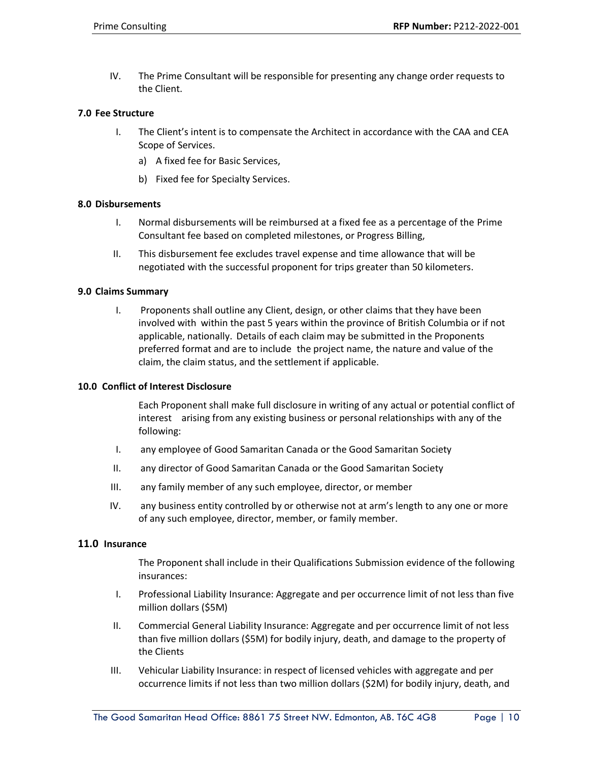IV. The Prime Consultant will be responsible for presenting any change order requests to the Client.

### 7.0 Fee Structure

I. The Client's intent is to compensate the Architect in accordance with the CAA and CEA Scope of Services.
   a) A fixed fee for Basic Services,
   b) Fixed fee for Specialty Services.

### 8.0 Disbursements

I. Normal disbursements will be reimbursed at a fixed fee as a percentage of the Prime Consultant fee based on completed milestones, or Progress Billing,

II. This disbursement fee excludes travel expense and time allowance that will be negotiated with the successful proponent for trips greater than 50 kilometers.

### 9.0 Claims Summary

I. Proponents shall outline any Client, design, or other claims that they have been involved with within the past 5 years within the province of British Columbia or if not applicable, nationally. Details of each claim may be submitted in the Proponents preferred format and are to include the project name, the nature and value of the claim, the claim status, and the settlement if applicable.

### 10.0 Conflict of Interest Disclosure

Each Proponent shall make full disclosure in writing of any actual or potential conflict of interest arising from any existing business or personal relationships with any of the following:

I. any employee of Good Samaritan Canada or the Good Samaritan Society
II. any director of Good Samaritan Canada or the Good Samaritan Society
III. any family member of any such employee, director, or member
IV. any business entity controlled by or otherwise not at arm's length to any one or more of any such employee, director, member, or family member.

### 11.0 Insurance

The Proponent shall include in their Qualifications Submission evidence of the following insurances:

I. Professional Liability Insurance: Aggregate and per occurrence limit of not less than five million dollars ($5M)

II. Commercial General Liability Insurance: Aggregate and per occurrence limit of not less than five million dollars ($5M) for bodily injury, death, and damage to the property of the Clients

III. Vehicular Liability Insurance: in respect of licensed vehicles with aggregate and per occurrence limits if not less than two million dollars ($2M) for bodily injury, death, and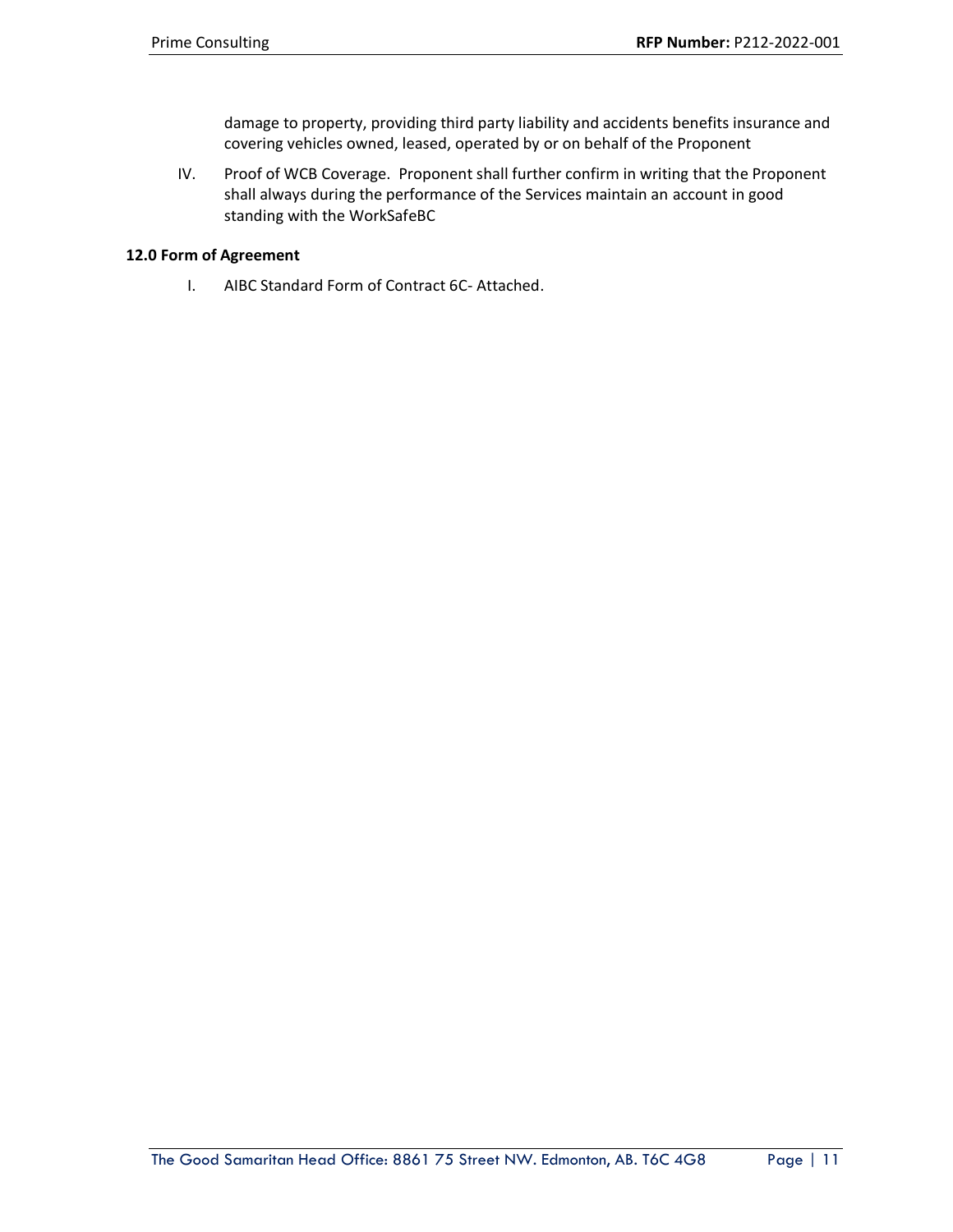damage to property, providing third party liability and accidents benefits insurance and covering vehicles owned, leased, operated by or on behalf of the Proponent

IV. Proof of WCB Coverage. Proponent shall further confirm in writing that the Proponent shall always during the performance of the Services maintain an account in good standing with the WorkSafeBC

**12.0 Form of Agreement**

I. AIBC Standard Form of Contract 6C- Attached.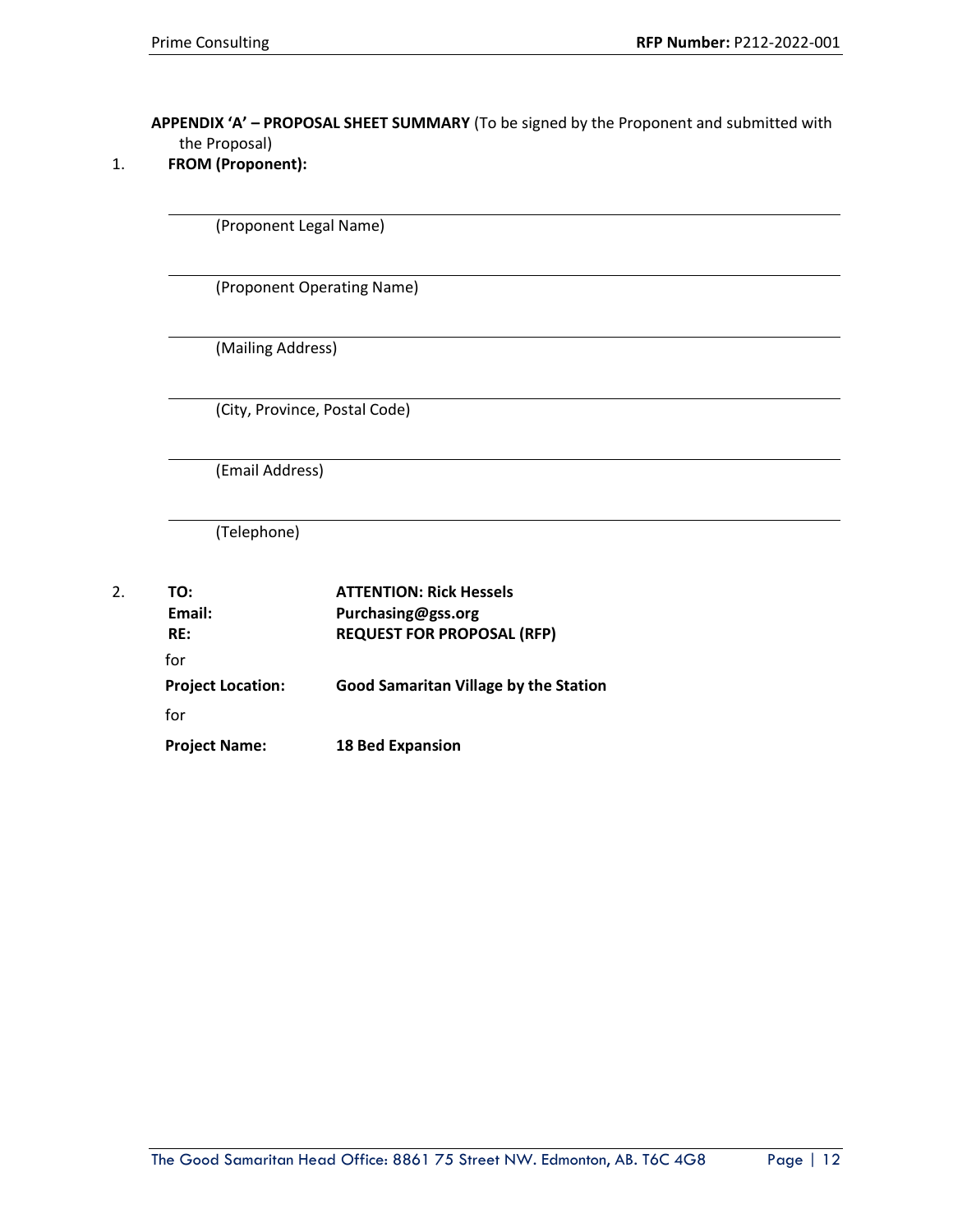**APPENDIX 'A' – PROPOSAL SHEET SUMMARY** (To be signed by the Proponent and submitted with the Proposal)

1. **FROM (Proponent):**

___________________________________________

(Proponent Legal Name)

___________________________________________

(Proponent Operating Name)

___________________________________________

(Mailing Address)

___________________________________________

(City, Province, Postal Code)

___________________________________________

(Email Address)

___________________________________________

(Telephone)

2. **TO:** **ATTENTION: Rick Hessels**

**Email:** **Purchasing@gss.org**

**RE:** **REQUEST FOR PROPOSAL (RFP)**

for

**Project Location:** **Good Samaritan Village by the Station**

for

**Project Name:** **18 Bed Expansion**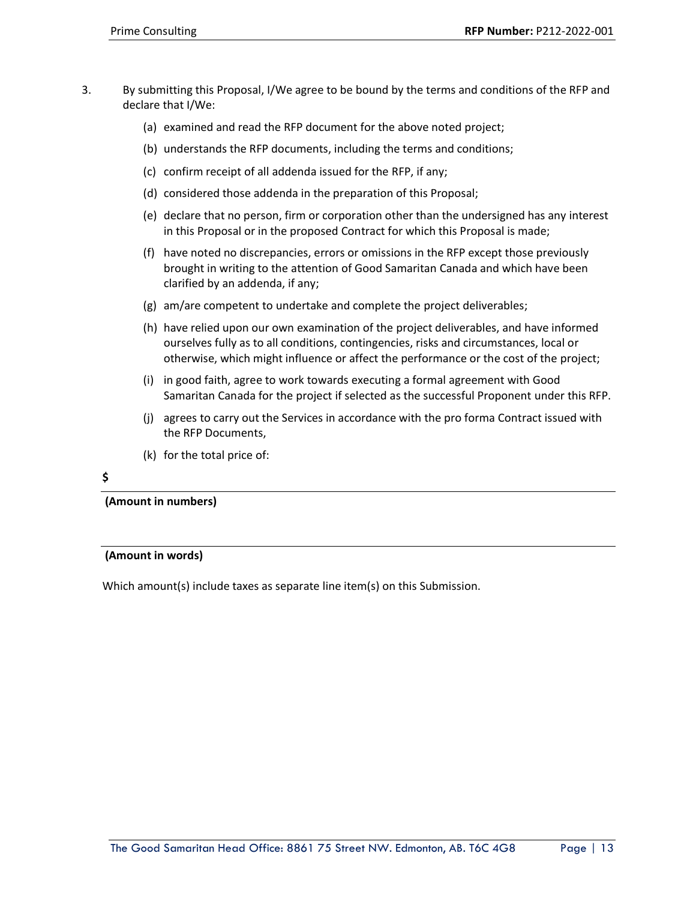3. By submitting this Proposal, I/We agree to be bound by the terms and conditions of the RFP and declare that I/We:

   (a) examined and read the RFP document for the above noted project;

   (b) understands the RFP documents, including the terms and conditions;

   (c) confirm receipt of all addenda issued for the RFP, if any;

   (d) considered those addenda in the preparation of this Proposal;

   (e) declare that no person, firm or corporation other than the undersigned has any interest in this Proposal or in the proposed Contract for which this Proposal is made;

   (f) have noted no discrepancies, errors or omissions in the RFP except those previously brought in writing to the attention of Good Samaritan Canada and which have been clarified by an addenda, if any;

   (g) am/are competent to undertake and complete the project deliverables;

   (h) have relied upon our own examination of the project deliverables, and have informed ourselves fully as to all conditions, contingencies, risks and circumstances, local or otherwise, which might influence or affect the performance or the cost of the project;

   (i) in good faith, agree to work towards executing a formal agreement with Good Samaritan Canada for the project if selected as the successful Proponent under this RFP.

   (j) agrees to carry out the Services in accordance with the pro forma Contract issued with the RFP Documents,

   (k) for the total price of:

**$** \_\_\_\_\_\_\_\_\_\_\_\_\_\_\_\_\_\_\_\_\_\_\_\_\_\_\_\_\_\_\_\_\_\_\_\_\_\_\_\_\_\_

**(Amount in numbers)**

\_\_\_\_\_\_\_\_\_\_\_\_\_\_\_\_\_\_\_\_\_\_\_\_\_\_\_\_\_\_\_\_\_\_\_\_\_\_\_\_\_\_\_\_\_\_

**(Amount in words)**

Which amount(s) include taxes as separate line item(s) on this Submission.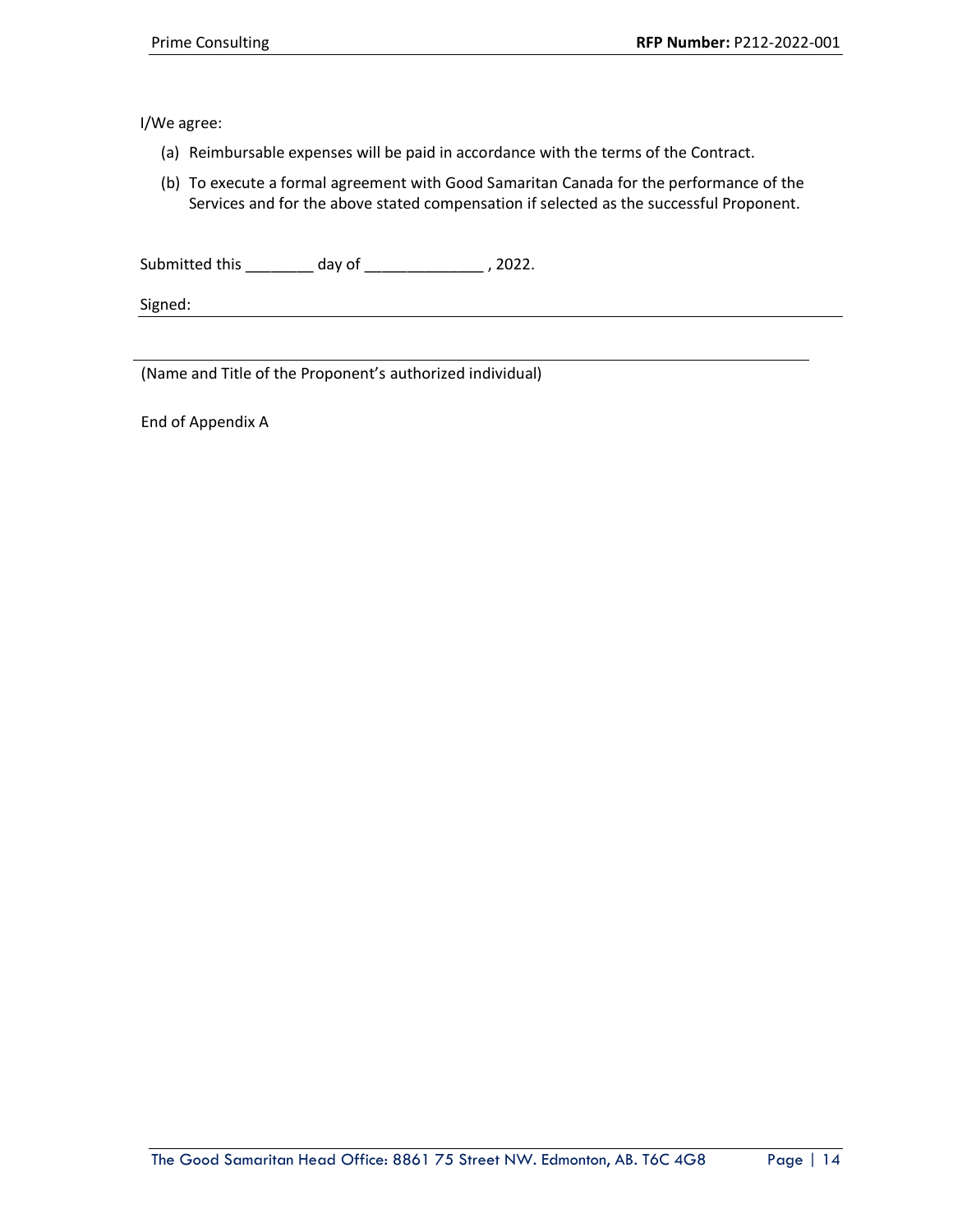I/We agree:

(a) Reimbursable expenses will be paid in accordance with the terms of the Contract.

(b) To execute a formal agreement with Good Samaritan Canada for the performance of the Services and for the above stated compensation if selected as the successful Proponent.

Submitted this ________ day of ______________ , 2022.

Signed: ____________________________________________________________

____________________________________________________________

(Name and Title of the Proponent's authorized individual)

End of Appendix A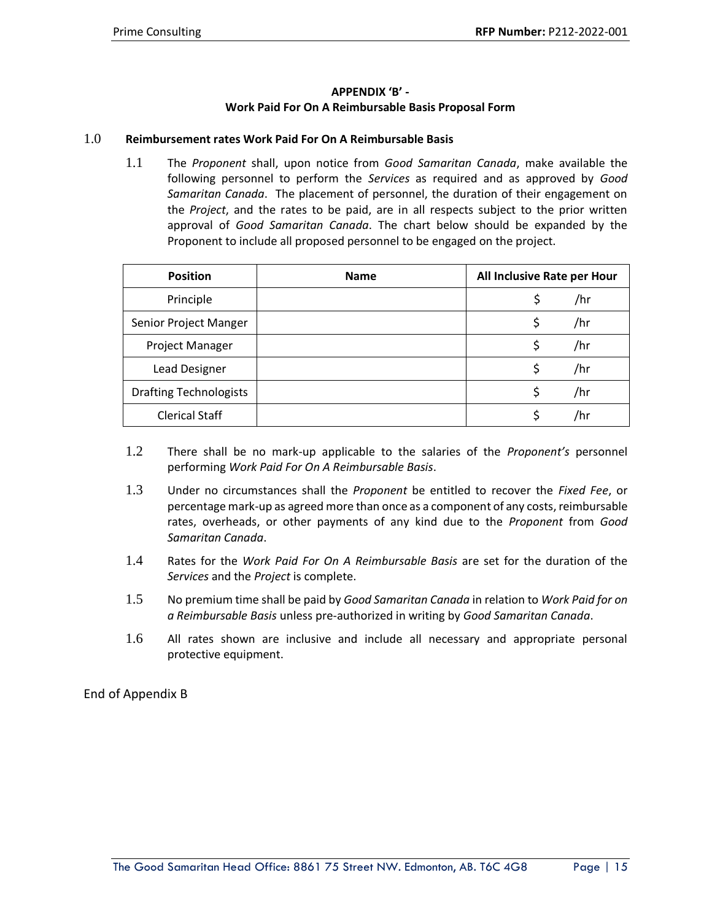**APPENDIX 'B' -**
**Work Paid For On A Reimbursable Basis Proposal Form**

## 1.0 Reimbursement rates Work Paid For On A Reimbursable Basis

1.1 The *Proponent* shall, upon notice from *Good Samaritan Canada*, make available the following personnel to perform the *Services* as required and as approved by *Good Samaritan Canada*. The placement of personnel, the duration of their engagement on the *Project*, and the rates to be paid, are in all respects subject to the prior written approval of *Good Samaritan Canada*. The chart below should be expanded by the Proponent to include all proposed personnel to be engaged on the project.

| Position | Name | All Inclusive Rate per Hour |
|---|---|---|
| Principle | | $ /hr |
| Senior Project Manger | | $ /hr |
| Project Manager | | $ /hr |
| Lead Designer | | $ /hr |
| Drafting Technologists | | $ /hr |
| Clerical Staff | | $ /hr |

1.2 There shall be no mark-up applicable to the salaries of the *Proponent's* personnel performing *Work Paid For On A Reimbursable Basis*.

1.3 Under no circumstances shall the *Proponent* be entitled to recover the *Fixed Fee*, or percentage mark-up as agreed more than once as a component of any costs, reimbursable rates, overheads, or other payments of any kind due to the *Proponent* from *Good Samaritan Canada*.

1.4 Rates for the *Work Paid For On A Reimbursable Basis* are set for the duration of the *Services* and the *Project* is complete.

1.5 No premium time shall be paid by *Good Samaritan Canada* in relation to *Work Paid for on a Reimbursable Basis* unless pre-authorized in writing by *Good Samaritan Canada*.

1.6 All rates shown are inclusive and include all necessary and appropriate personal protective equipment.

End of Appendix B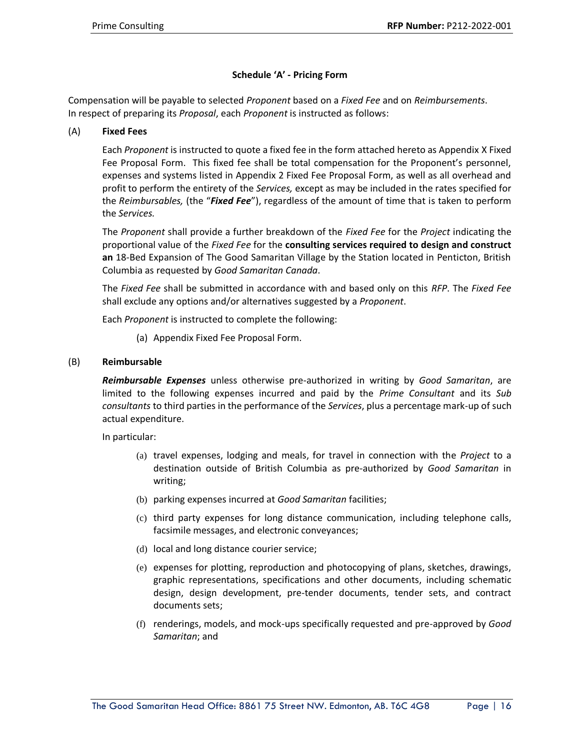### Schedule 'A' - Pricing Form

Compensation will be payable to selected *Proponent* based on a *Fixed Fee* and on *Reimbursements*.
In respect of preparing its *Proposal*, each *Proponent* is instructed as follows:

(A) **Fixed Fees**

Each *Proponent* is instructed to quote a fixed fee in the form attached hereto as Appendix X Fixed Fee Proposal Form. This fixed fee shall be total compensation for the Proponent's personnel, expenses and systems listed in Appendix 2 Fixed Fee Proposal Form, as well as all overhead and profit to perform the entirety of the *Services,* except as may be included in the rates specified for the *Reimbursables,* (the "***Fixed Fee***"), regardless of the amount of time that is taken to perform the *Services.*

The *Proponent* shall provide a further breakdown of the *Fixed Fee* for the *Project* indicating the proportional value of the *Fixed Fee* for the **consulting services required to design and construct an** 18-Bed Expansion of The Good Samaritan Village by the Station located in Penticton, British Columbia as requested by *Good Samaritan Canada*.

The *Fixed Fee* shall be submitted in accordance with and based only on this *RFP*. The *Fixed Fee* shall exclude any options and/or alternatives suggested by a *Proponent*.

Each *Proponent* is instructed to complete the following:

(a) Appendix Fixed Fee Proposal Form.

(B) **Reimbursable**

***Reimbursable Expenses*** unless otherwise pre-authorized in writing by *Good Samaritan*, are limited to the following expenses incurred and paid by the *Prime Consultant* and its *Sub consultants* to third parties in the performance of the *Services*, plus a percentage mark-up of such actual expenditure.

In particular:

(a) travel expenses, lodging and meals, for travel in connection with the *Project* to a destination outside of British Columbia as pre-authorized by *Good Samaritan* in writing;

(b) parking expenses incurred at *Good Samaritan* facilities;

(c) third party expenses for long distance communication, including telephone calls, facsimile messages, and electronic conveyances;

(d) local and long distance courier service;

(e) expenses for plotting, reproduction and photocopying of plans, sketches, drawings, graphic representations, specifications and other documents, including schematic design, design development, pre-tender documents, tender sets, and contract documents sets;

(f) renderings, models, and mock-ups specifically requested and pre-approved by *Good Samaritan*; and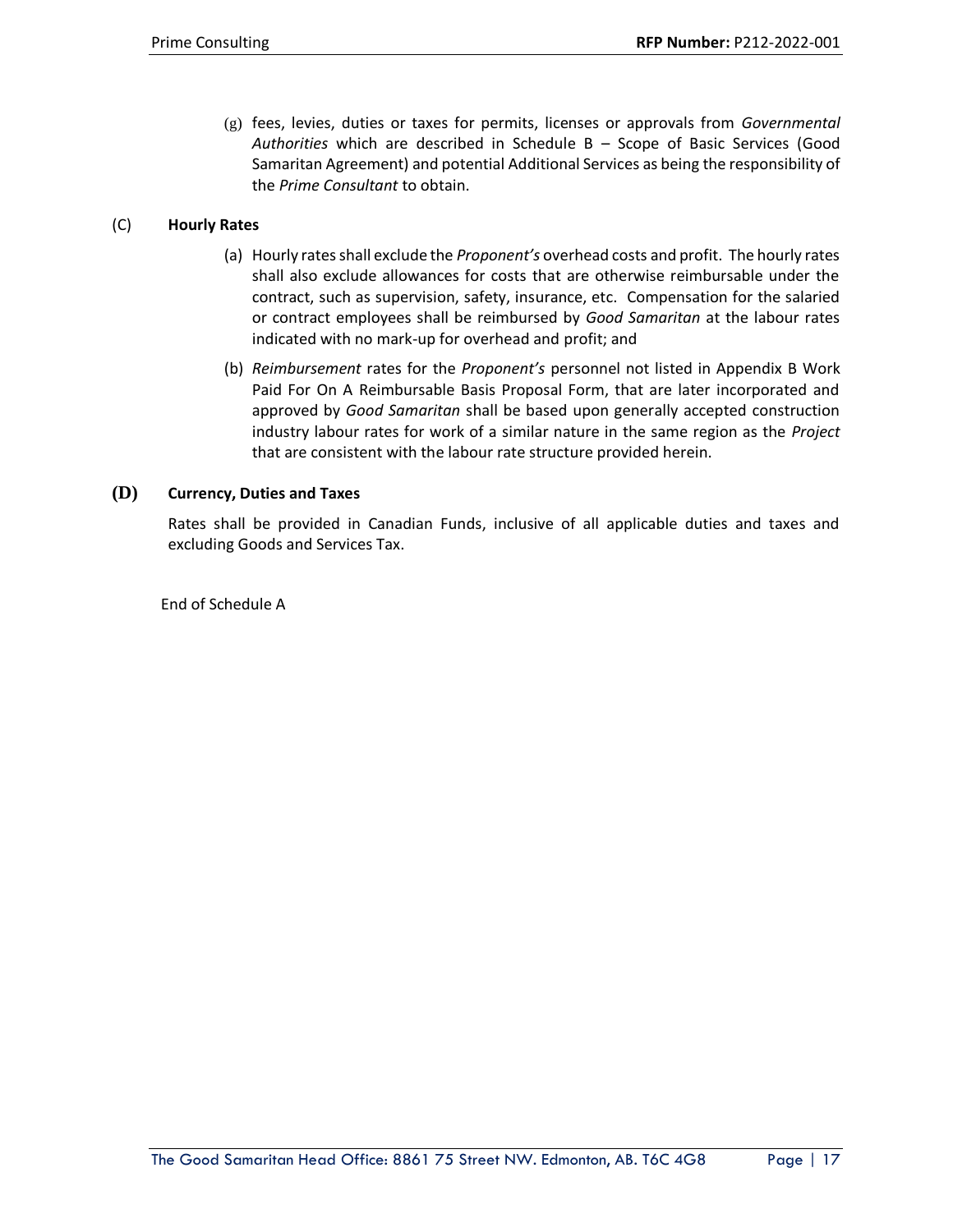(g) fees, levies, duties or taxes for permits, licenses or approvals from *Governmental Authorities* which are described in Schedule B – Scope of Basic Services (Good Samaritan Agreement) and potential Additional Services as being the responsibility of the *Prime Consultant* to obtain.

### (C) Hourly Rates

(a) Hourly rates shall exclude the *Proponent's* overhead costs and profit. The hourly rates shall also exclude allowances for costs that are otherwise reimbursable under the contract, such as supervision, safety, insurance, etc. Compensation for the salaried or contract employees shall be reimbursed by *Good Samaritan* at the labour rates indicated with no mark-up for overhead and profit; and

(b) *Reimbursement* rates for the *Proponent's* personnel not listed in Appendix B Work Paid For On A Reimbursable Basis Proposal Form, that are later incorporated and approved by *Good Samaritan* shall be based upon generally accepted construction industry labour rates for work of a similar nature in the same region as the *Project* that are consistent with the labour rate structure provided herein.

### (D) Currency, Duties and Taxes

Rates shall be provided in Canadian Funds, inclusive of all applicable duties and taxes and excluding Goods and Services Tax.

End of Schedule A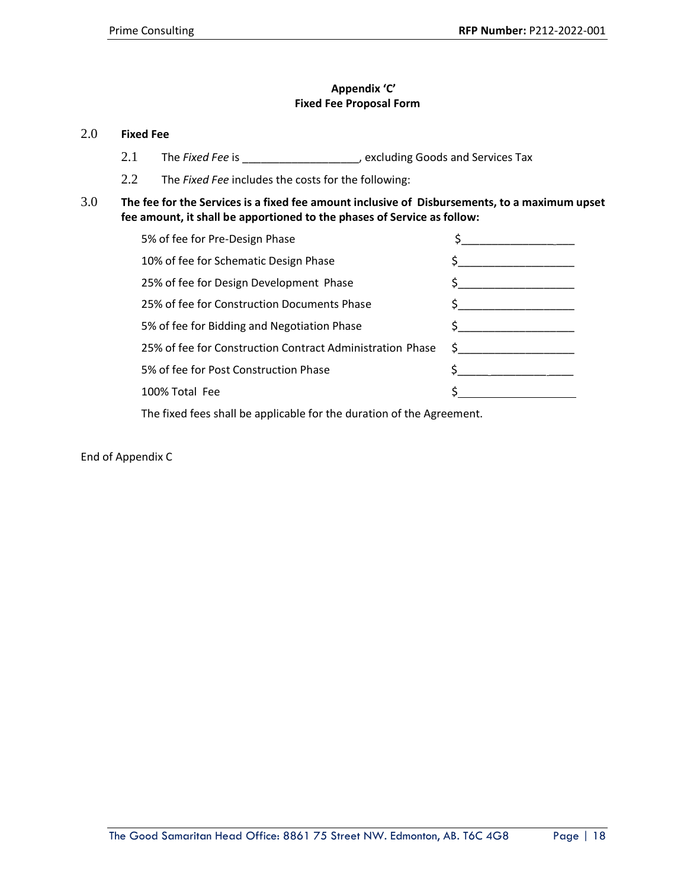**Appendix 'C'**
**Fixed Fee Proposal Form**

2.0 **Fixed Fee**

2.1 The *Fixed Fee* is ___________________, excluding Goods and Services Tax

2.2 The *Fixed Fee* includes the costs for the following:

3.0 **The fee for the Services is a fixed fee amount inclusive of Disbursements, to a maximum upset fee amount, it shall be apportioned to the phases of Service as follow:**

| | |
|---|---|
| 5% of fee for Pre-Design Phase | $___________________ |
| 10% of fee for Schematic Design Phase | $___________________ |
| 25% of fee for Design Development Phase | $___________________ |
| 25% of fee for Construction Documents Phase | $___________________ |
| 5% of fee for Bidding and Negotiation Phase | $___________________ |
| 25% of fee for Construction Contract Administration Phase | $___________________ |
| 5% of fee for Post Construction Phase | $___________________ |
| 100% Total Fee | $___________________ |

The fixed fees shall be applicable for the duration of the Agreement.

End of Appendix C